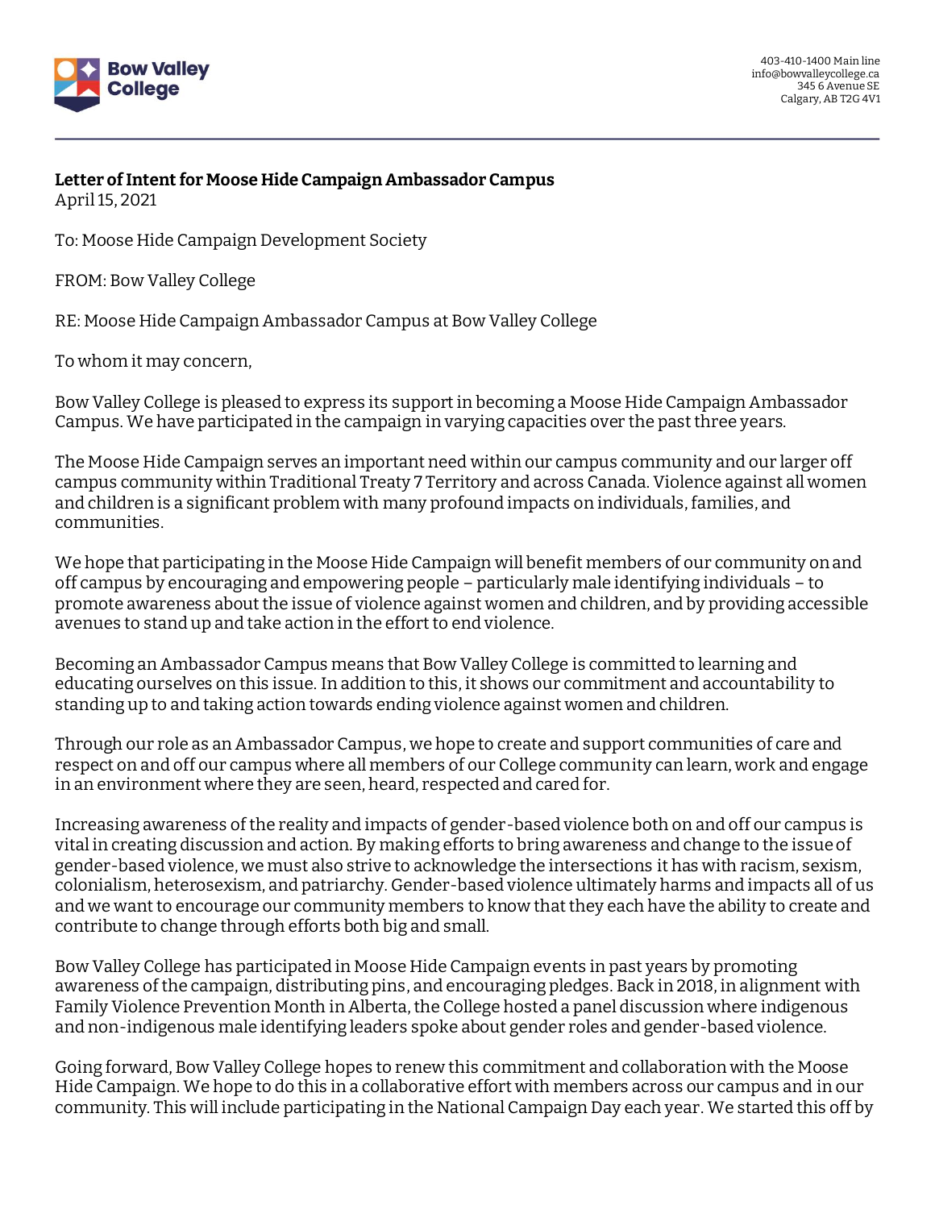403-410-1400 Main line
info@bowvalleycollege.ca
345 6 Avenue SE
Calgary, AB T2G 4V1

**Letter of Intent for Moose Hide Campaign Ambassador Campus**
April 15, 2021

To: Moose Hide Campaign Development Society

FROM: Bow Valley College

RE: Moose Hide Campaign Ambassador Campus at Bow Valley College

To whom it may concern,

Bow Valley College is pleased to express its support in becoming a Moose Hide Campaign Ambassador Campus. We have participated in the campaign in varying capacities over the past three years.

The Moose Hide Campaign serves an important need within our campus community and our larger off campus community within Traditional Treaty 7 Territory and across Canada. Violence against all women and children is a significant problem with many profound impacts on individuals, families, and communities.

We hope that participating in the Moose Hide Campaign will benefit members of our community on and off campus by encouraging and empowering people – particularly male identifying individuals – to promote awareness about the issue of violence against women and children, and by providing accessible avenues to stand up and take action in the effort to end violence.

Becoming an Ambassador Campus means that Bow Valley College is committed to learning and educating ourselves on this issue. In addition to this, it shows our commitment and accountability to standing up to and taking action towards ending violence against women and children.

Through our role as an Ambassador Campus, we hope to create and support communities of care and respect on and off our campus where all members of our College community can learn, work and engage in an environment where they are seen, heard, respected and cared for.

Increasing awareness of the reality and impacts of gender-based violence both on and off our campus is vital in creating discussion and action. By making efforts to bring awareness and change to the issue of gender-based violence, we must also strive to acknowledge the intersections it has with racism, sexism, colonialism, heterosexism, and patriarchy. Gender-based violence ultimately harms and impacts all of us and we want to encourage our community members to know that they each have the ability to create and contribute to change through efforts both big and small.

Bow Valley College has participated in Moose Hide Campaign events in past years by promoting awareness of the campaign, distributing pins, and encouraging pledges. Back in 2018, in alignment with Family Violence Prevention Month in Alberta, the College hosted a panel discussion where indigenous and non-indigenous male identifying leaders spoke about gender roles and gender-based violence.

Going forward, Bow Valley College hopes to renew this commitment and collaboration with the Moose Hide Campaign. We hope to do this in a collaborative effort with members across our campus and in our community. This will include participating in the National Campaign Day each year. We started this off by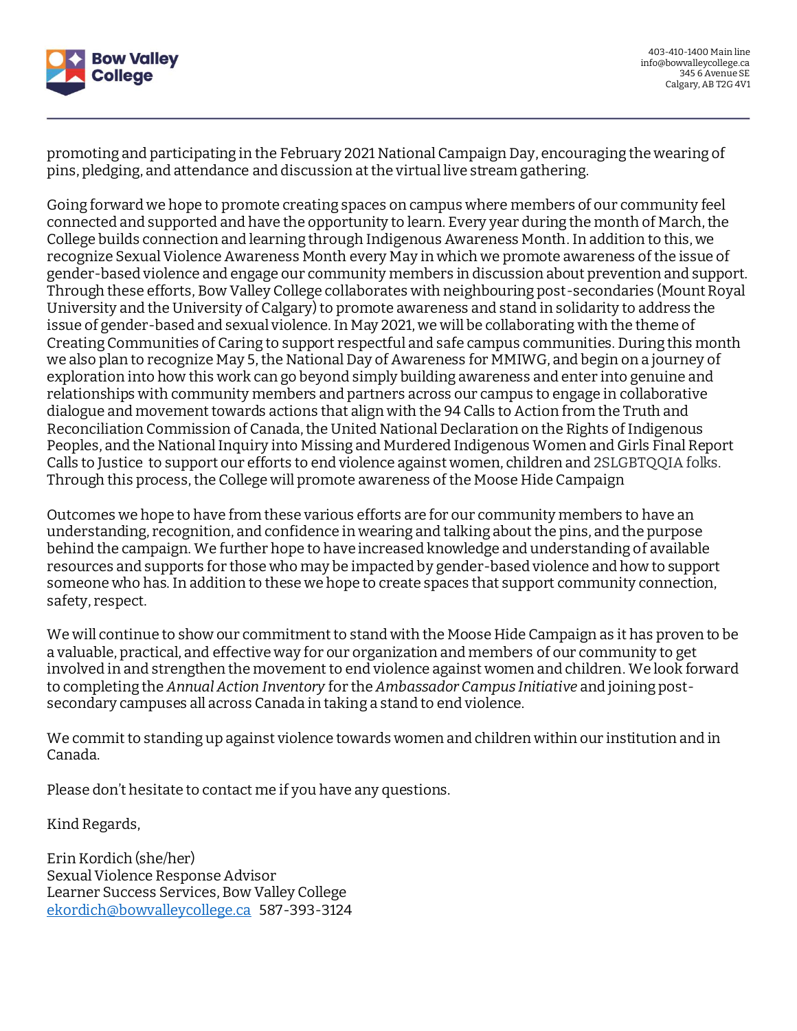promoting and participating in the February 2021 National Campaign Day, encouraging the wearing of pins, pledging, and attendance and discussion at the virtual live stream gathering.

Going forward we hope to promote creating spaces on campus where members of our community feel connected and supported and have the opportunity to learn. Every year during the month of March, the College builds connection and learning through Indigenous Awareness Month. In addition to this, we recognize Sexual Violence Awareness Month every May in which we promote awareness of the issue of gender-based violence and engage our community members in discussion about prevention and support. Through these efforts, Bow Valley College collaborates with neighbouring post-secondaries (Mount Royal University and the University of Calgary) to promote awareness and stand in solidarity to address the issue of gender-based and sexual violence. In May 2021, we will be collaborating with the theme of Creating Communities of Caring to support respectful and safe campus communities. During this month we also plan to recognize May 5, the National Day of Awareness for MMIWG, and begin on a journey of exploration into how this work can go beyond simply building awareness and enter into genuine and relationships with community members and partners across our campus to engage in collaborative dialogue and movement towards actions that align with the 94 Calls to Action from the Truth and Reconciliation Commission of Canada, the United National Declaration on the Rights of Indigenous Peoples, and the National Inquiry into Missing and Murdered Indigenous Women and Girls Final Report Calls to Justice to support our efforts to end violence against women, children and 2SLGBTQQIA folks. Through this process, the College will promote awareness of the Moose Hide Campaign

Outcomes we hope to have from these various efforts are for our community members to have an understanding, recognition, and confidence in wearing and talking about the pins, and the purpose behind the campaign. We further hope to have increased knowledge and understanding of available resources and supports for those who may be impacted by gender-based violence and how to support someone who has. In addition to these we hope to create spaces that support community connection, safety, respect.

We will continue to show our commitment to stand with the Moose Hide Campaign as it has proven to be a valuable, practical, and effective way for our organization and members of our community to get involved in and strengthen the movement to end violence against women and children. We look forward to completing the *Annual Action Inventory* for the *Ambassador Campus Initiative* and joining post-secondary campuses all across Canada in taking a stand to end violence.

We commit to standing up against violence towards women and children within our institution and in Canada.

Please don't hesitate to contact me if you have any questions.

Kind Regards,

Erin Kordich (she/her)
Sexual Violence Response Advisor
Learner Success Services, Bow Valley College
ekordich@bowvalleycollege.ca 587-393-3124